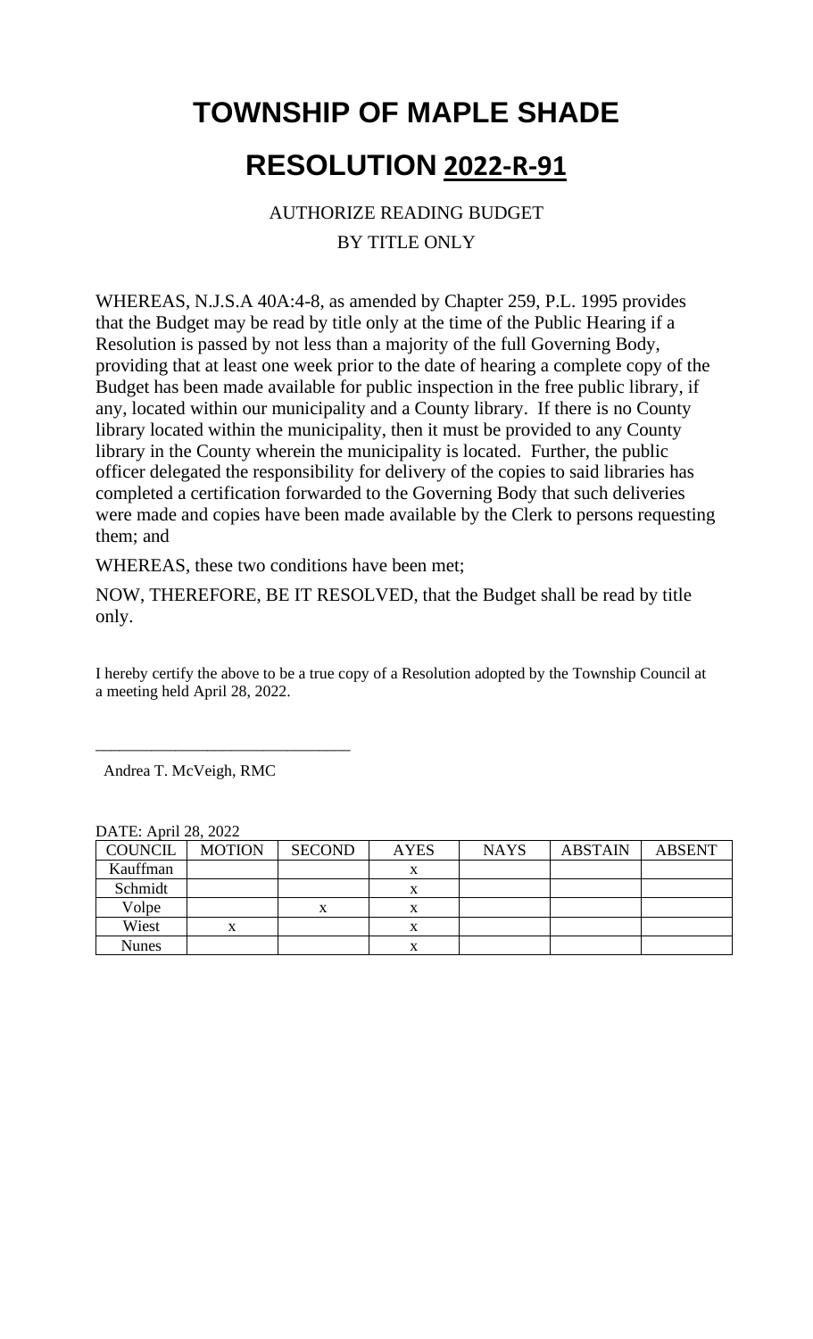# TOWNSHIP OF MAPLE SHADE

# RESOLUTION 2022-R-91

AUTHORIZE READING BUDGET
BY TITLE ONLY

WHEREAS, N.J.S.A 40A:4-8, as amended by Chapter 259, P.L. 1995 provides that the Budget may be read by title only at the time of the Public Hearing if a Resolution is passed by not less than a majority of the full Governing Body, providing that at least one week prior to the date of hearing a complete copy of the Budget has been made available for public inspection in the free public library, if any, located within our municipality and a County library. If there is no County library located within the municipality, then it must be provided to any County library in the County wherein the municipality is located. Further, the public officer delegated the responsibility for delivery of the copies to said libraries has completed a certification forwarded to the Governing Body that such deliveries were made and copies have been made available by the Clerk to persons requesting them; and

WHEREAS, these two conditions have been met;

NOW, THEREFORE, BE IT RESOLVED, that the Budget shall be read by title only.

I hereby certify the above to be a true copy of a Resolution adopted by the Township Council at a meeting held April 28, 2022.

\_\_\_\_\_\_\_\_\_\_\_\_\_\_\_\_\_\_\_\_\_\_\_\_\_\_\_\_\_\_\_

Andrea T. McVeigh, RMC

DATE: April 28, 2022

| COUNCIL | MOTION | SECOND | AYES | NAYS | ABSTAIN | ABSENT |
|---|---|---|---|---|---|---|
| Kauffman | | | x | | | |
| Schmidt | | | x | | | |
| Volpe | | x | x | | | |
| Wiest | x | | x | | | |
| Nunes | | | x | | | |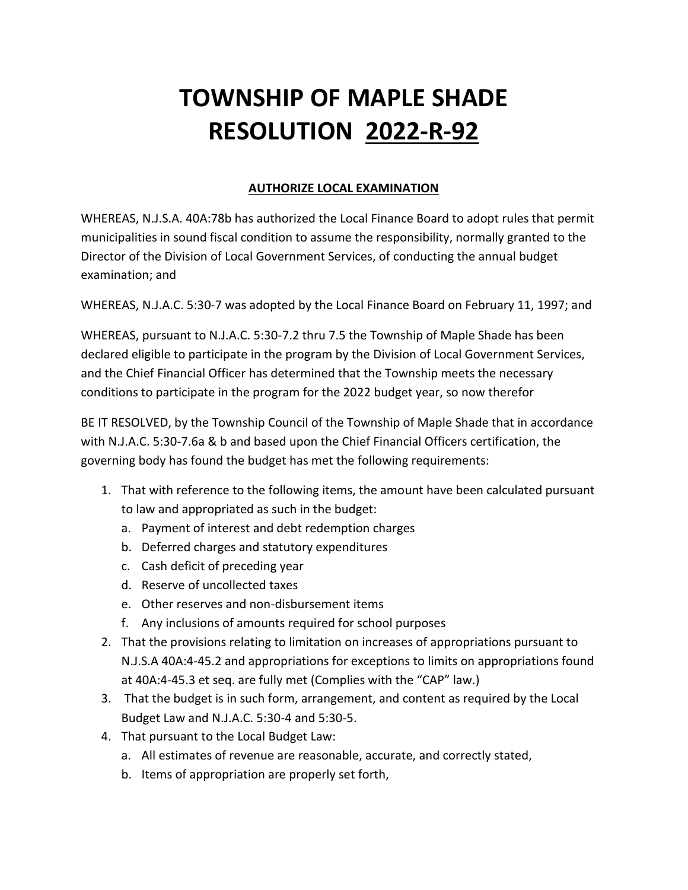# TOWNSHIP OF MAPLE SHADE
# RESOLUTION <u>2022-R-92</u>

**<u>AUTHORIZE LOCAL EXAMINATION</u>**

WHEREAS, N.J.S.A. 40A:78b has authorized the Local Finance Board to adopt rules that permit municipalities in sound fiscal condition to assume the responsibility, normally granted to the Director of the Division of Local Government Services, of conducting the annual budget examination; and

WHEREAS, N.J.A.C. 5:30-7 was adopted by the Local Finance Board on February 11, 1997; and

WHEREAS, pursuant to N.J.A.C. 5:30-7.2 thru 7.5 the Township of Maple Shade has been declared eligible to participate in the program by the Division of Local Government Services, and the Chief Financial Officer has determined that the Township meets the necessary conditions to participate in the program for the 2022 budget year, so now therefor

BE IT RESOLVED, by the Township Council of the Township of Maple Shade that in accordance with N.J.A.C. 5:30-7.6a & b and based upon the Chief Financial Officers certification, the governing body has found the budget has met the following requirements:

1. That with reference to the following items, the amount have been calculated pursuant to law and appropriated as such in the budget:
   a. Payment of interest and debt redemption charges
   b. Deferred charges and statutory expenditures
   c. Cash deficit of preceding year
   d. Reserve of uncollected taxes
   e. Other reserves and non-disbursement items
   f. Any inclusions of amounts required for school purposes
2. That the provisions relating to limitation on increases of appropriations pursuant to N.J.S.A 40A:4-45.2 and appropriations for exceptions to limits on appropriations found at 40A:4-45.3 et seq. are fully met (Complies with the "CAP" law.)
3. That the budget is in such form, arrangement, and content as required by the Local Budget Law and N.J.A.C. 5:30-4 and 5:30-5.
4. That pursuant to the Local Budget Law:
   a. All estimates of revenue are reasonable, accurate, and correctly stated,
   b. Items of appropriation are properly set forth,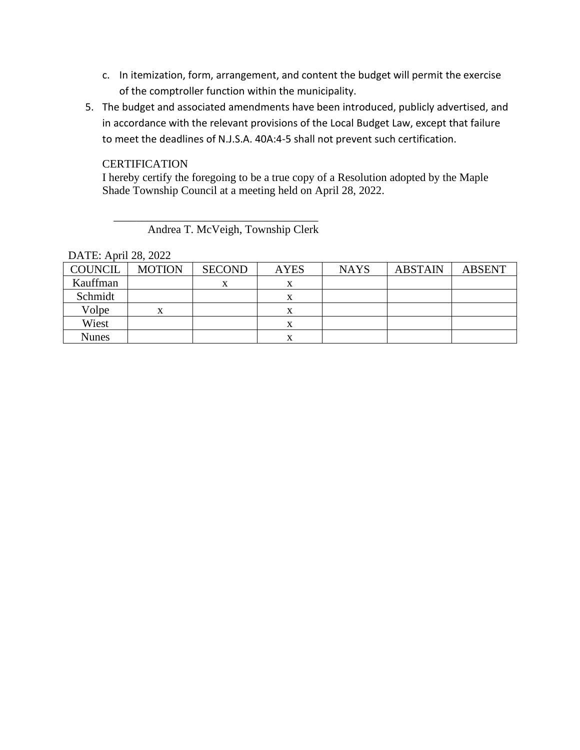c. In itemization, form, arrangement, and content the budget will permit the exercise of the comptroller function within the municipality.

5. The budget and associated amendments have been introduced, publicly advertised, and in accordance with the relevant provisions of the Local Budget Law, except that failure to meet the deadlines of N.J.S.A. 40A:4-5 shall not prevent such certification.

CERTIFICATION

I hereby certify the foregoing to be a true copy of a Resolution adopted by the Maple Shade Township Council at a meeting held on April 28, 2022.

\_\_\_\_\_\_\_\_\_\_\_\_\_\_\_\_\_\_\_\_\_\_\_\_\_\_\_\_\_\_\_\_\_\_\_\_\_\_

Andrea T. McVeigh, Township Clerk

DATE: April 28, 2022

| COUNCIL | MOTION | SECOND | AYES | NAYS | ABSTAIN | ABSENT |
|---|---|---|---|---|---|---|
| Kauffman | | x | x | | | |
| Schmidt | | | x | | | |
| Volpe | x | | x | | | |
| Wiest | | | x | | | |
| Nunes | | | x | | | |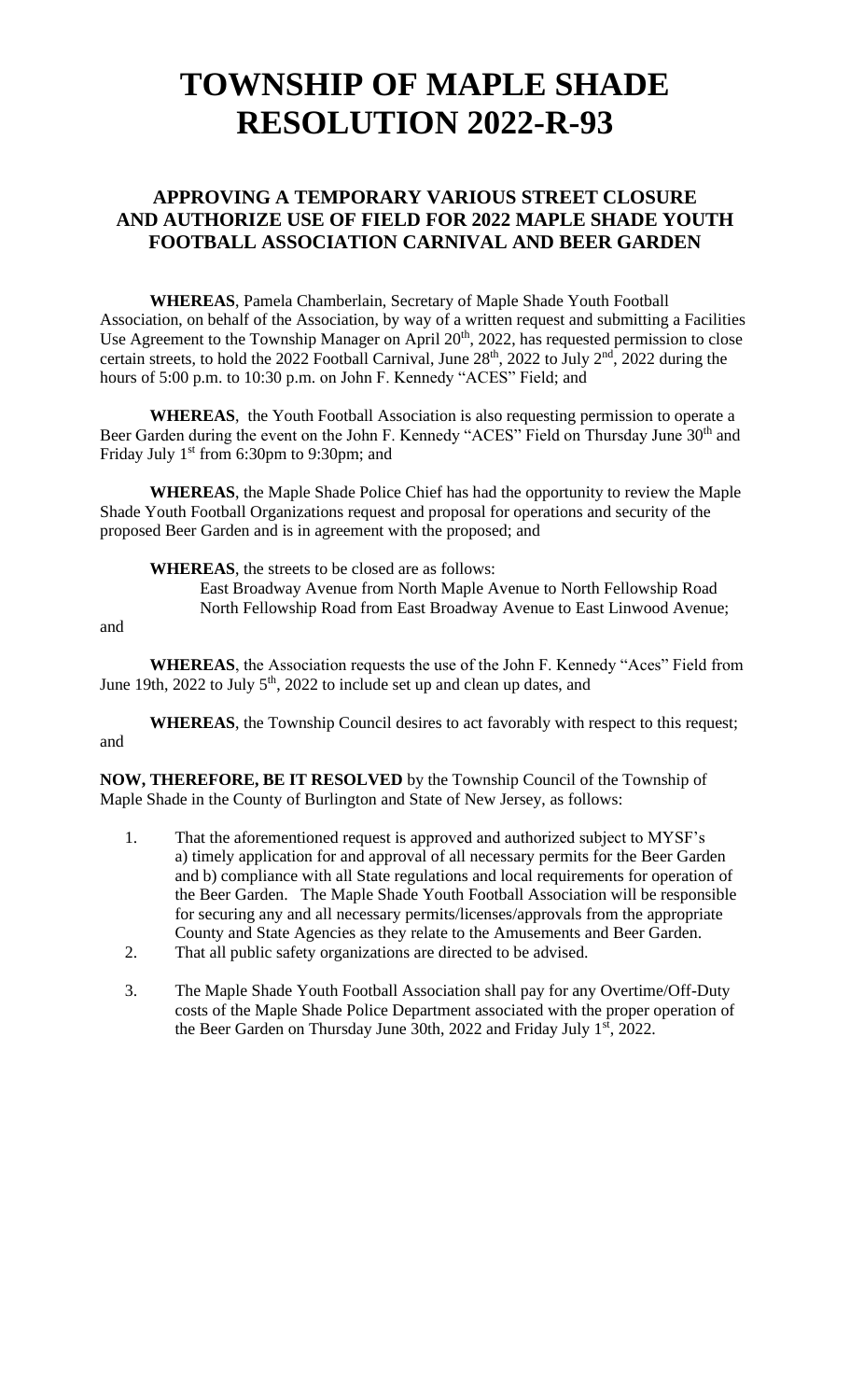# TOWNSHIP OF MAPLE SHADE
# RESOLUTION 2022-R-93

### APPROVING A TEMPORARY VARIOUS STREET CLOSURE AND AUTHORIZE USE OF FIELD FOR 2022 MAPLE SHADE YOUTH FOOTBALL ASSOCIATION CARNIVAL AND BEER GARDEN

**WHEREAS**, Pamela Chamberlain, Secretary of Maple Shade Youth Football Association, on behalf of the Association, by way of a written request and submitting a Facilities Use Agreement to the Township Manager on April 20th, 2022, has requested permission to close certain streets, to hold the 2022 Football Carnival, June 28th, 2022 to July 2nd, 2022 during the hours of 5:00 p.m. to 10:30 p.m. on John F. Kennedy "ACES" Field; and

**WHEREAS**, the Youth Football Association is also requesting permission to operate a Beer Garden during the event on the John F. Kennedy "ACES" Field on Thursday June 30th and Friday July 1st from 6:30pm to 9:30pm; and

**WHEREAS**, the Maple Shade Police Chief has had the opportunity to review the Maple Shade Youth Football Organizations request and proposal for operations and security of the proposed Beer Garden and is in agreement with the proposed; and

**WHEREAS**, the streets to be closed are as follows:

East Broadway Avenue from North Maple Avenue to North Fellowship Road
North Fellowship Road from East Broadway Avenue to East Linwood Avenue;

and

**WHEREAS**, the Association requests the use of the John F. Kennedy "Aces" Field from June 19th, 2022 to July 5th, 2022 to include set up and clean up dates, and

**WHEREAS**, the Township Council desires to act favorably with respect to this request; and

**NOW, THEREFORE, BE IT RESOLVED** by the Township Council of the Township of Maple Shade in the County of Burlington and State of New Jersey, as follows:

1. That the aforementioned request is approved and authorized subject to MYSF's a) timely application for and approval of all necessary permits for the Beer Garden and b) compliance with all State regulations and local requirements for operation of the Beer Garden. The Maple Shade Youth Football Association will be responsible for securing any and all necessary permits/licenses/approvals from the appropriate County and State Agencies as they relate to the Amusements and Beer Garden.
2. That all public safety organizations are directed to be advised.
3. The Maple Shade Youth Football Association shall pay for any Overtime/Off-Duty costs of the Maple Shade Police Department associated with the proper operation of the Beer Garden on Thursday June 30th, 2022 and Friday July 1st, 2022.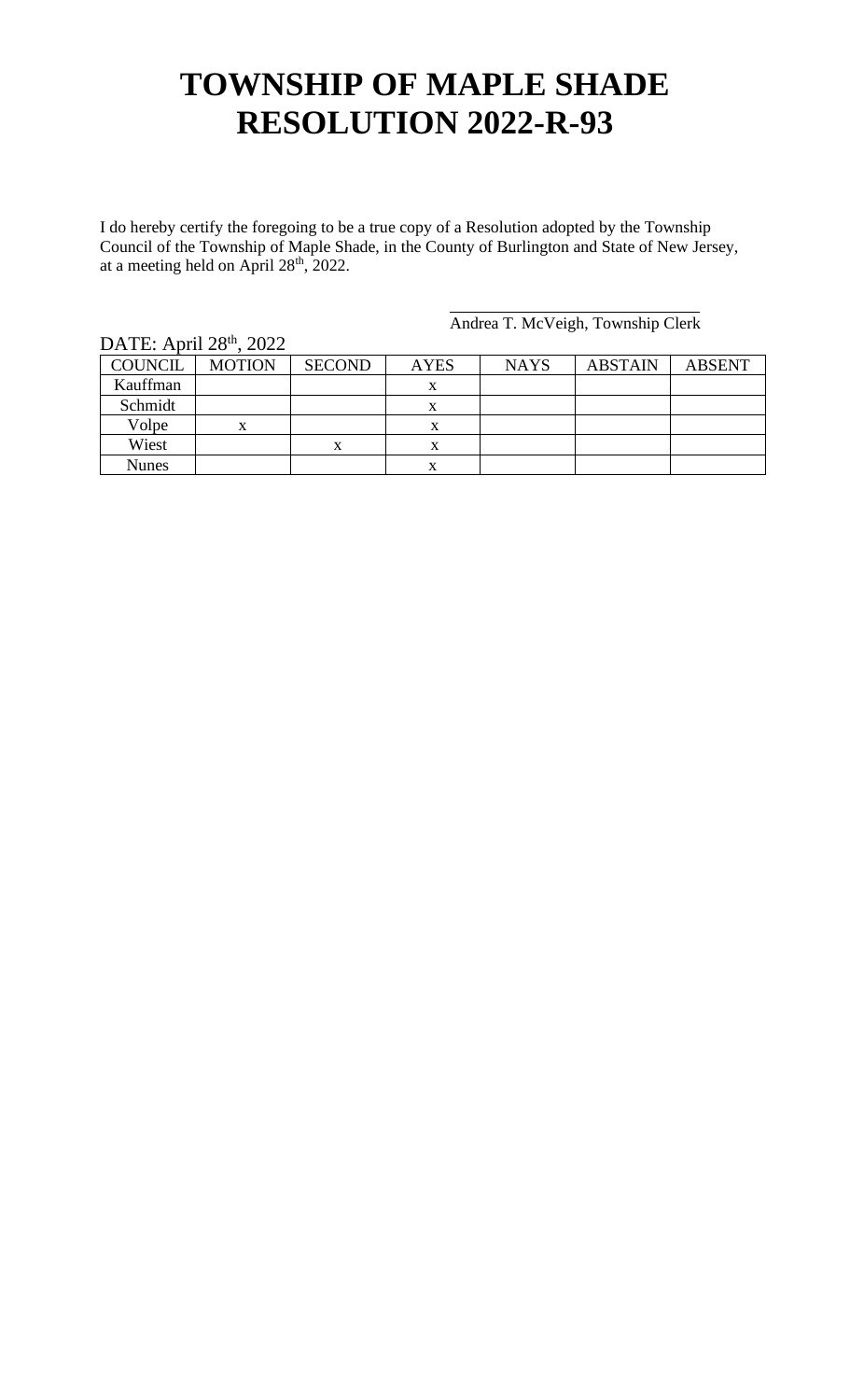# TOWNSHIP OF MAPLE SHADE
# RESOLUTION 2022-R-93

I do hereby certify the foregoing to be a true copy of a Resolution adopted by the Township Council of the Township of Maple Shade, in the County of Burlington and State of New Jersey, at a meeting held on April 28th, 2022.

\_\_\_\_\_\_\_\_\_\_\_\_\_\_\_\_\_\_\_\_\_\_\_\_\_\_\_\_\_\_
Andrea T. McVeigh, Township Clerk

DATE: April 28th, 2022

| COUNCIL | MOTION | SECOND | AYES | NAYS | ABSTAIN | ABSENT |
|---|---|---|---|---|---|---|
| Kauffman | | | x | | | |
| Schmidt | | | x | | | |
| Volpe | x | | x | | | |
| Wiest | | x | x | | | |
| Nunes | | | x | | | |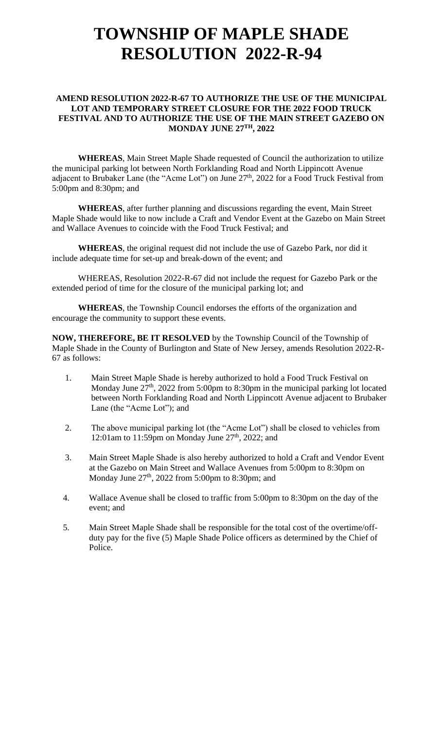# TOWNSHIP OF MAPLE SHADE
# RESOLUTION 2022-R-94

**AMEND RESOLUTION 2022-R-67 TO AUTHORIZE THE USE OF THE MUNICIPAL LOT AND TEMPORARY STREET CLOSURE FOR THE 2022 FOOD TRUCK FESTIVAL AND TO AUTHORIZE THE USE OF THE MAIN STREET GAZEBO ON MONDAY JUNE 27TH, 2022**

**WHEREAS**, Main Street Maple Shade requested of Council the authorization to utilize the municipal parking lot between North Forklanding Road and North Lippincott Avenue adjacent to Brubaker Lane (the "Acme Lot") on June 27th, 2022 for a Food Truck Festival from 5:00pm and 8:30pm; and

**WHEREAS**, after further planning and discussions regarding the event, Main Street Maple Shade would like to now include a Craft and Vendor Event at the Gazebo on Main Street and Wallace Avenues to coincide with the Food Truck Festival; and

**WHEREAS**, the original request did not include the use of Gazebo Park, nor did it include adequate time for set-up and break-down of the event; and

WHEREAS, Resolution 2022-R-67 did not include the request for Gazebo Park or the extended period of time for the closure of the municipal parking lot; and

**WHEREAS**, the Township Council endorses the efforts of the organization and encourage the community to support these events.

**NOW, THEREFORE, BE IT RESOLVED** by the Township Council of the Township of Maple Shade in the County of Burlington and State of New Jersey, amends Resolution 2022-R-67 as follows:

1. Main Street Maple Shade is hereby authorized to hold a Food Truck Festival on Monday June 27th, 2022 from 5:00pm to 8:30pm in the municipal parking lot located between North Forklanding Road and North Lippincott Avenue adjacent to Brubaker Lane (the "Acme Lot"); and

2. The above municipal parking lot (the "Acme Lot") shall be closed to vehicles from 12:01am to 11:59pm on Monday June 27th, 2022; and

3. Main Street Maple Shade is also hereby authorized to hold a Craft and Vendor Event at the Gazebo on Main Street and Wallace Avenues from 5:00pm to 8:30pm on Monday June 27th, 2022 from 5:00pm to 8:30pm; and

4. Wallace Avenue shall be closed to traffic from 5:00pm to 8:30pm on the day of the event; and

5. Main Street Maple Shade shall be responsible for the total cost of the overtime/off-duty pay for the five (5) Maple Shade Police officers as determined by the Chief of Police.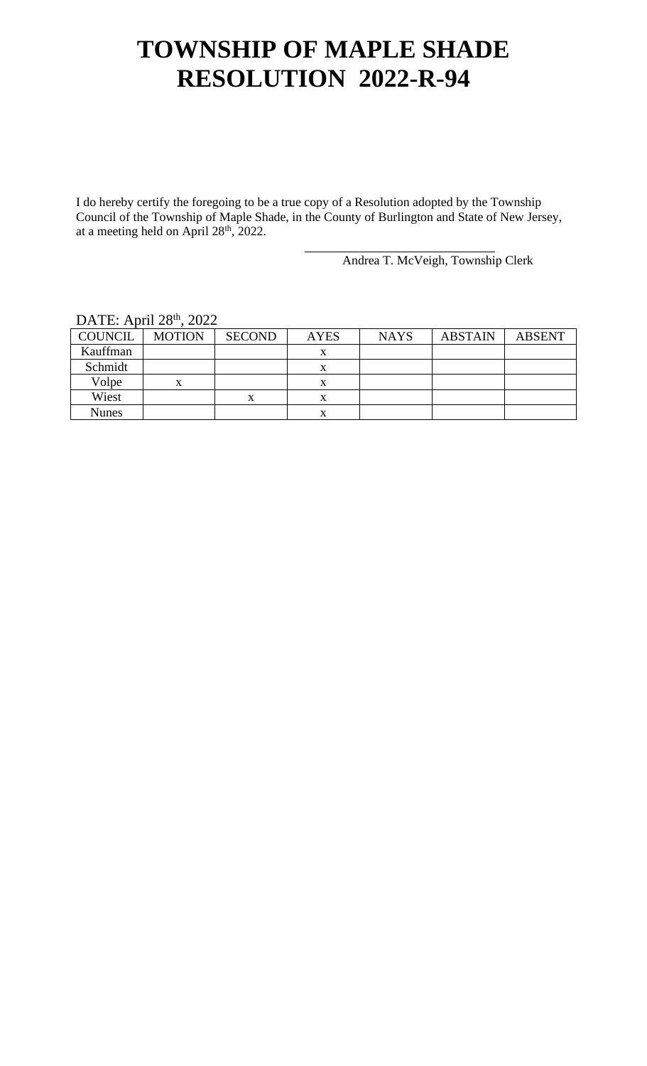# TOWNSHIP OF MAPLE SHADE
# RESOLUTION 2022-R-94

I do hereby certify the foregoing to be a true copy of a Resolution adopted by the Township Council of the Township of Maple Shade, in the County of Burlington and State of New Jersey, at a meeting held on April 28th, 2022.

\_\_\_\_\_\_\_\_\_\_\_\_\_\_\_\_\_\_\_\_\_\_\_\_\_\_\_\_
Andrea T. McVeigh, Township Clerk

DATE: April 28th, 2022

| COUNCIL | MOTION | SECOND | AYES | NAYS | ABSTAIN | ABSENT |
|---|---|---|---|---|---|---|
| Kauffman | | | x | | | |
| Schmidt | | | x | | | |
| Volpe | x | | x | | | |
| Wiest | | x | x | | | |
| Nunes | | | x | | | |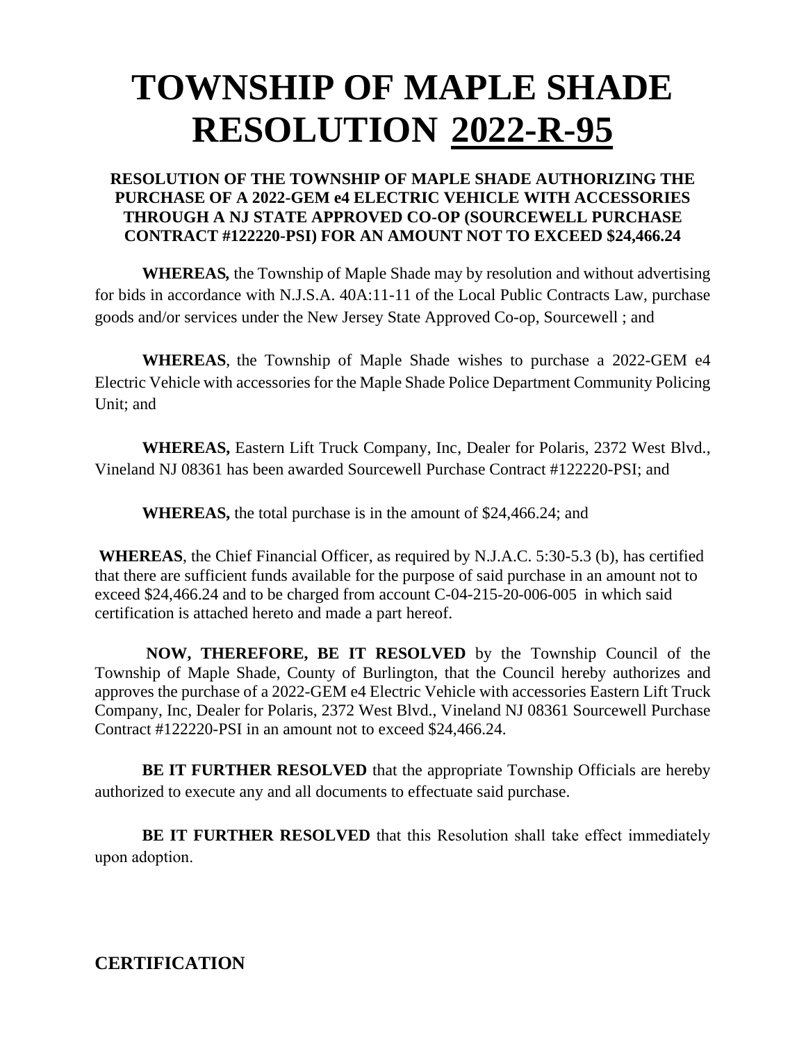# TOWNSHIP OF MAPLE SHADE RESOLUTION 2022-R-95

**RESOLUTION OF THE TOWNSHIP OF MAPLE SHADE AUTHORIZING THE PURCHASE OF A 2022-GEM e4 ELECTRIC VEHICLE WITH ACCESSORIES THROUGH A NJ STATE APPROVED CO-OP (SOURCEWELL PURCHASE CONTRACT #122220-PSI) FOR AN AMOUNT NOT TO EXCEED $24,466.24**

**WHEREAS,** the Township of Maple Shade may by resolution and without advertising for bids in accordance with N.J.S.A. 40A:11-11 of the Local Public Contracts Law, purchase goods and/or services under the New Jersey State Approved Co-op, Sourcewell ; and

**WHEREAS**, the Township of Maple Shade wishes to purchase a 2022-GEM e4 Electric Vehicle with accessories for the Maple Shade Police Department Community Policing Unit; and

**WHEREAS,** Eastern Lift Truck Company, Inc, Dealer for Polaris, 2372 West Blvd., Vineland NJ 08361 has been awarded Sourcewell Purchase Contract #122220-PSI; and

**WHEREAS,** the total purchase is in the amount of $24,466.24; and

**WHEREAS**, the Chief Financial Officer, as required by N.J.A.C. 5:30-5.3 (b), has certified that there are sufficient funds available for the purpose of said purchase in an amount not to exceed $24,466.24 and to be charged from account C-04-215-20-006-005 in which said certification is attached hereto and made a part hereof.

**NOW, THEREFORE, BE IT RESOLVED** by the Township Council of the Township of Maple Shade, County of Burlington, that the Council hereby authorizes and approves the purchase of a 2022-GEM e4 Electric Vehicle with accessories Eastern Lift Truck Company, Inc, Dealer for Polaris, 2372 West Blvd., Vineland NJ 08361 Sourcewell Purchase Contract #122220-PSI in an amount not to exceed $24,466.24.

**BE IT FURTHER RESOLVED** that the appropriate Township Officials are hereby authorized to execute any and all documents to effectuate said purchase.

**BE IT FURTHER RESOLVED** that this Resolution shall take effect immediately upon adoption.

## CERTIFICATION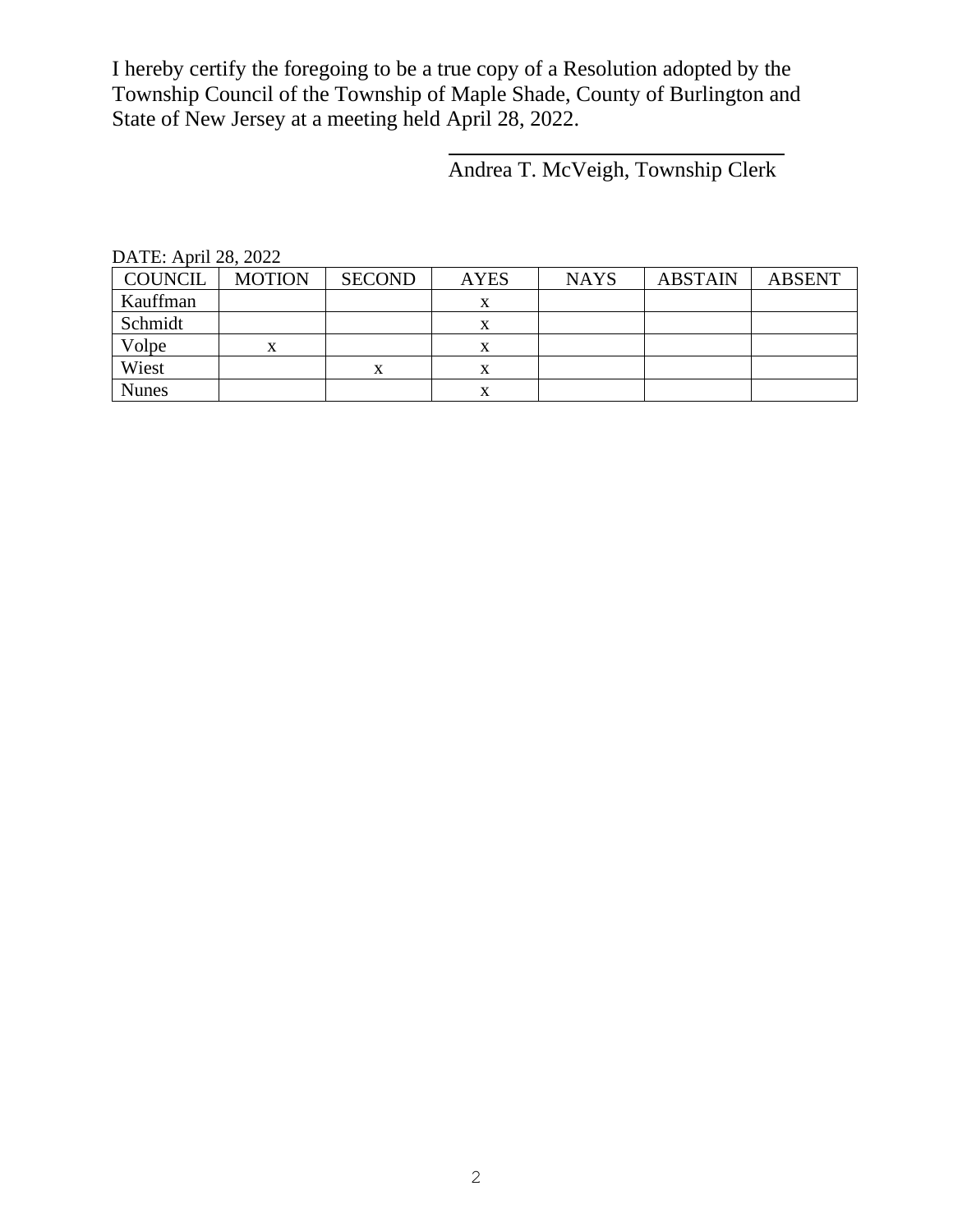I hereby certify the foregoing to be a true copy of a Resolution adopted by the Township Council of the Township of Maple Shade, County of Burlington and State of New Jersey at a meeting held April 28, 2022.

Andrea T. McVeigh, Township Clerk

DATE: April 28, 2022

| COUNCIL | MOTION | SECOND | AYES | NAYS | ABSTAIN | ABSENT |
|---|---|---|---|---|---|---|
| Kauffman | | | x | | | |
| Schmidt | | | x | | | |
| Volpe | x | | x | | | |
| Wiest | | x | x | | | |
| Nunes | | | x | | | |